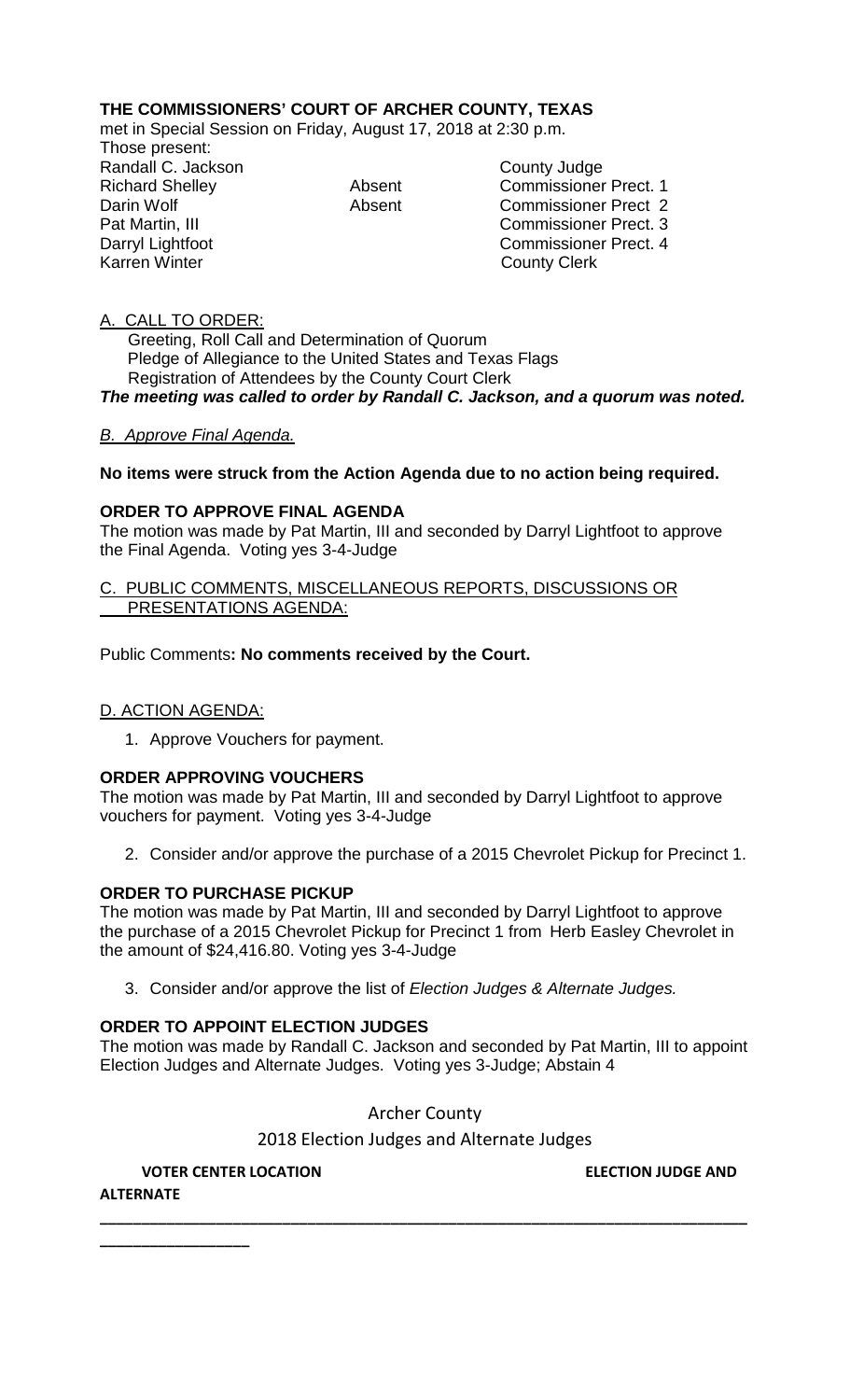**THE COMMISSIONERS' COURT OF ARCHER COUNTY, TEXAS**

met in Special Session on Friday, August 17, 2018 at 2:30 p.m.

Those present:

| | | |
|---|---|---|
| Randall C. Jackson | | County Judge |
| Richard Shelley | Absent | Commissioner Prect. 1 |
| Darin Wolf | Absent | Commissioner Prect 2 |
| Pat Martin, III | | Commissioner Prect. 3 |
| Darryl Lightfoot | | Commissioner Prect. 4 |
| Karren Winter | | County Clerk |

A. CALL TO ORDER:

Greeting, Roll Call and Determination of Quorum
Pledge of Allegiance to the United States and Texas Flags
Registration of Attendees by the County Court Clerk

***The meeting was called to order by Randall C. Jackson, and a quorum was noted.***

*B. Approve Final Agenda.*

**No items were struck from the Action Agenda due to no action being required.**

**ORDER TO APPROVE FINAL AGENDA**

The motion was made by Pat Martin, III and seconded by Darryl Lightfoot to approve the Final Agenda. Voting yes 3-4-Judge

C. PUBLIC COMMENTS, MISCELLANEOUS REPORTS, DISCUSSIONS OR PRESENTATIONS AGENDA:

Public Comments**: No comments received by the Court.**

D. ACTION AGENDA:

1. Approve Vouchers for payment.

**ORDER APPROVING VOUCHERS**

The motion was made by Pat Martin, III and seconded by Darryl Lightfoot to approve vouchers for payment. Voting yes 3-4-Judge

2. Consider and/or approve the purchase of a 2015 Chevrolet Pickup for Precinct 1.

**ORDER TO PURCHASE PICKUP**

The motion was made by Pat Martin, III and seconded by Darryl Lightfoot to approve the purchase of a 2015 Chevrolet Pickup for Precinct 1 from Herb Easley Chevrolet in the amount of $24,416.80. Voting yes 3-4-Judge

3. Consider and/or approve the list of *Election Judges & Alternate Judges.*

**ORDER TO APPOINT ELECTION JUDGES**

The motion was made by Randall C. Jackson and seconded by Pat Martin, III to appoint Election Judges and Alternate Judges. Voting yes 3-Judge; Abstain 4

Archer County

2018 Election Judges and Alternate Judges

**VOTER CENTER LOCATION** **ELECTION JUDGE AND ALTERNATE**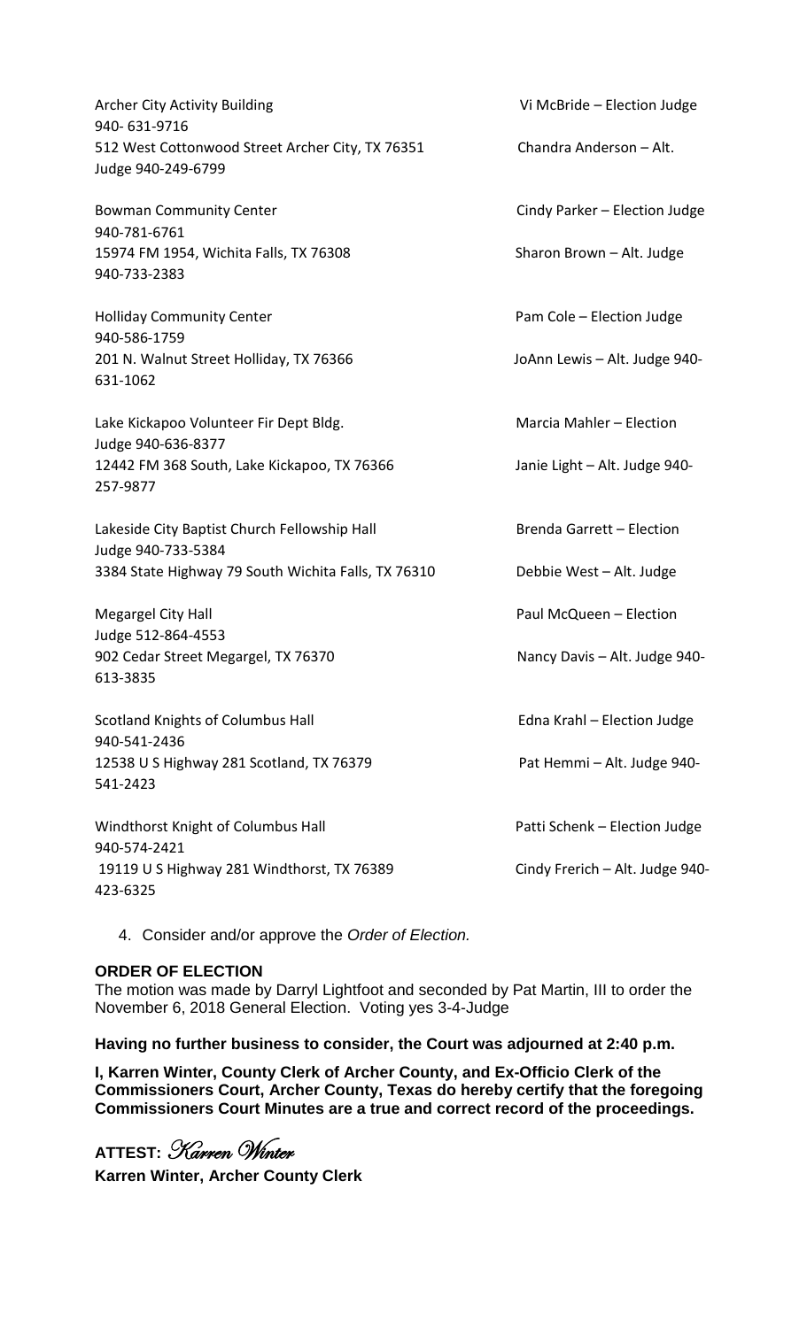Archer City Activity Building Vi McBride – Election Judge 940- 631-9716
512 West Cottonwood Street Archer City, TX 76351 Chandra Anderson – Alt. Judge 940-249-6799

Bowman Community Center Cindy Parker – Election Judge 940-781-6761
15974 FM 1954, Wichita Falls, TX 76308 Sharon Brown – Alt. Judge 940-733-2383

Holliday Community Center Pam Cole – Election Judge 940-586-1759
201 N. Walnut Street Holliday, TX 76366 JoAnn Lewis – Alt. Judge 940-631-1062

Lake Kickapoo Volunteer Fir Dept Bldg. Marcia Mahler – Election Judge 940-636-8377
12442 FM 368 South, Lake Kickapoo, TX 76366 Janie Light – Alt. Judge 940-257-9877

Lakeside City Baptist Church Fellowship Hall Brenda Garrett – Election Judge 940-733-5384
3384 State Highway 79 South Wichita Falls, TX 76310 Debbie West – Alt. Judge

Megargel City Hall Paul McQueen – Election Judge 512-864-4553
902 Cedar Street Megargel, TX 76370 Nancy Davis – Alt. Judge 940-613-3835

Scotland Knights of Columbus Hall Edna Krahl – Election Judge 940-541-2436
12538 U S Highway 281 Scotland, TX 76379 Pat Hemmi – Alt. Judge 940-541-2423

Windthorst Knight of Columbus Hall Patti Schenk – Election Judge 940-574-2421
19119 U S Highway 281 Windthorst, TX 76389 Cindy Frerich – Alt. Judge 940-423-6325

4. Consider and/or approve the *Order of Election.*

**ORDER OF ELECTION**

The motion was made by Darryl Lightfoot and seconded by Pat Martin, III to order the November 6, 2018 General Election. Voting yes 3-4-Judge

**Having no further business to consider, the Court was adjourned at 2:40 p.m.**

**I, Karren Winter, County Clerk of Archer County, and Ex-Officio Clerk of the Commissioners Court, Archer County, Texas do hereby certify that the foregoing Commissioners Court Minutes are a true and correct record of the proceedings.**

**ATTEST:** *Karren Winter*

**Karren Winter, Archer County Clerk**